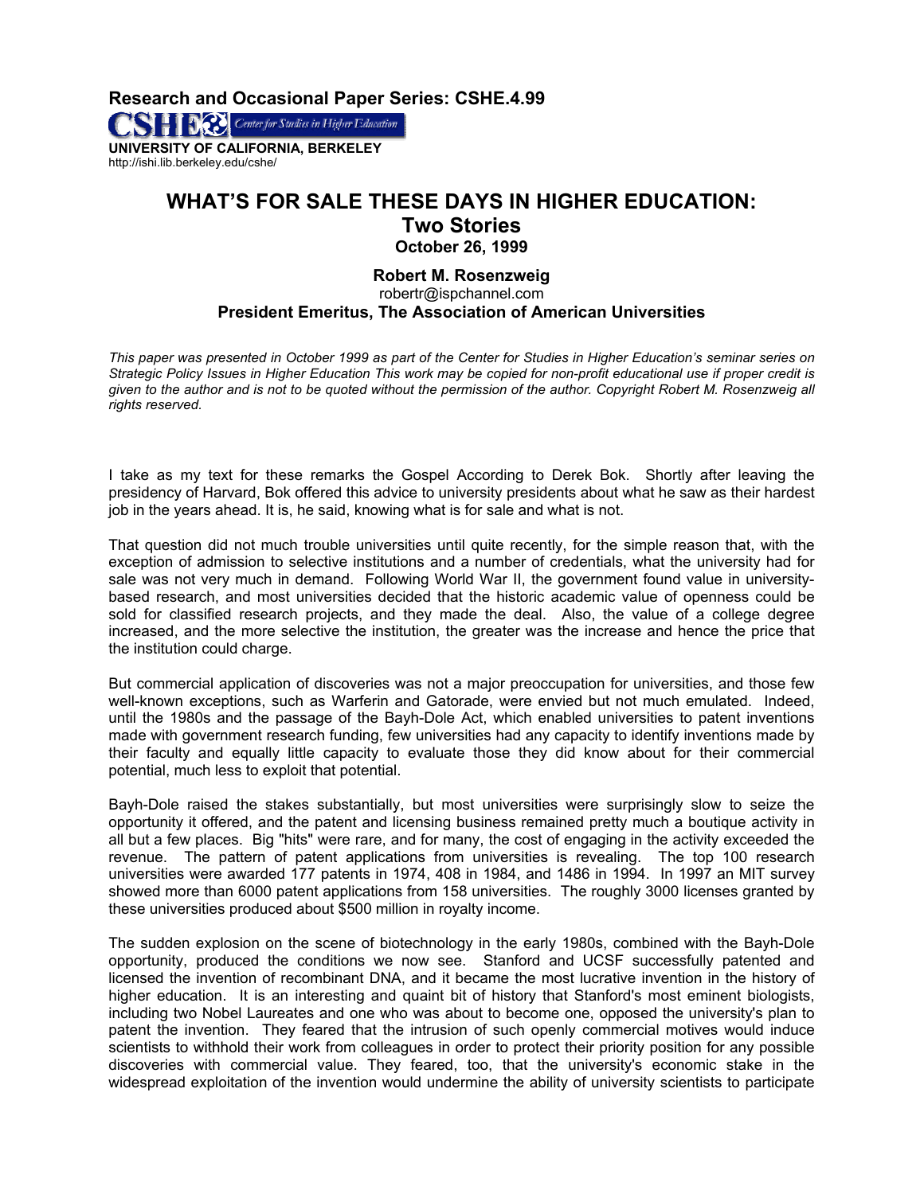**Research and Occasional Paper Series: CSHE.4.99**

CSHE Center for Studies in Higher Education

**UNIVERSITY OF CALIFORNIA, BERKELEY**
http://ishi.lib.berkeley.edu/cshe/

# WHAT'S FOR SALE THESE DAYS IN HIGHER EDUCATION: Two Stories

**October 26, 1999**

**Robert M. Rosenzweig**
robertr@ispchannel.com
**President Emeritus, The Association of American Universities**

*This paper was presented in October 1999 as part of the Center for Studies in Higher Education's seminar series on Strategic Policy Issues in Higher Education This work may be copied for non-profit educational use if proper credit is given to the author and is not to be quoted without the permission of the author. Copyright Robert M. Rosenzweig all rights reserved.*

I take as my text for these remarks the Gospel According to Derek Bok. Shortly after leaving the presidency of Harvard, Bok offered this advice to university presidents about what he saw as their hardest job in the years ahead. It is, he said, knowing what is for sale and what is not.

That question did not much trouble universities until quite recently, for the simple reason that, with the exception of admission to selective institutions and a number of credentials, what the university had for sale was not very much in demand. Following World War II, the government found value in university-based research, and most universities decided that the historic academic value of openness could be sold for classified research projects, and they made the deal. Also, the value of a college degree increased, and the more selective the institution, the greater was the increase and hence the price that the institution could charge.

But commercial application of discoveries was not a major preoccupation for universities, and those few well-known exceptions, such as Warferin and Gatorade, were envied but not much emulated. Indeed, until the 1980s and the passage of the Bayh-Dole Act, which enabled universities to patent inventions made with government research funding, few universities had any capacity to identify inventions made by their faculty and equally little capacity to evaluate those they did know about for their commercial potential, much less to exploit that potential.

Bayh-Dole raised the stakes substantially, but most universities were surprisingly slow to seize the opportunity it offered, and the patent and licensing business remained pretty much a boutique activity in all but a few places. Big "hits" were rare, and for many, the cost of engaging in the activity exceeded the revenue. The pattern of patent applications from universities is revealing. The top 100 research universities were awarded 177 patents in 1974, 408 in 1984, and 1486 in 1994. In 1997 an MIT survey showed more than 6000 patent applications from 158 universities. The roughly 3000 licenses granted by these universities produced about $500 million in royalty income.

The sudden explosion on the scene of biotechnology in the early 1980s, combined with the Bayh-Dole opportunity, produced the conditions we now see. Stanford and UCSF successfully patented and licensed the invention of recombinant DNA, and it became the most lucrative invention in the history of higher education. It is an interesting and quaint bit of history that Stanford's most eminent biologists, including two Nobel Laureates and one who was about to become one, opposed the university's plan to patent the invention. They feared that the intrusion of such openly commercial motives would induce scientists to withhold their work from colleagues in order to protect their priority position for any possible discoveries with commercial value. They feared, too, that the university's economic stake in the widespread exploitation of the invention would undermine the ability of university scientists to participate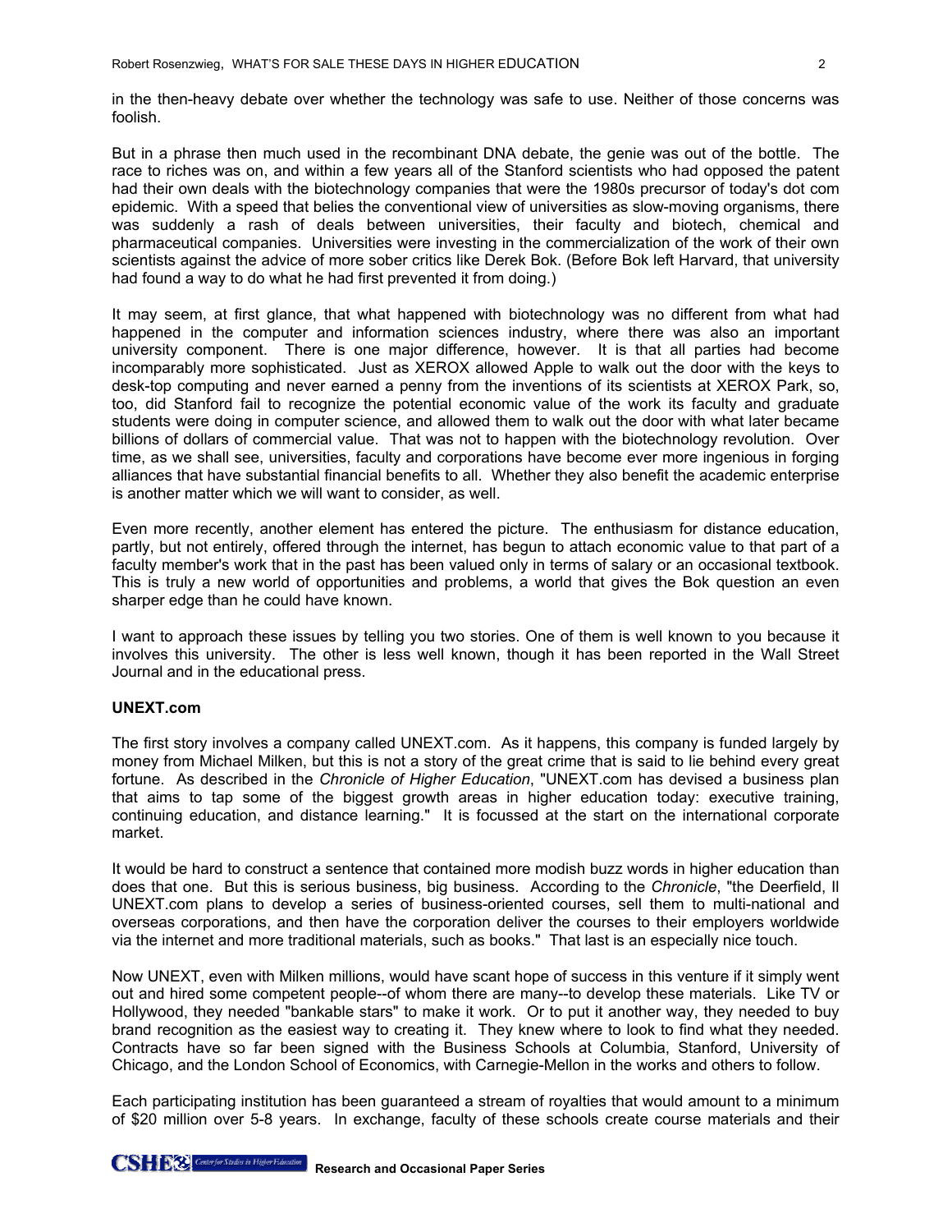in the then-heavy debate over whether the technology was safe to use. Neither of those concerns was foolish.

But in a phrase then much used in the recombinant DNA debate, the genie was out of the bottle. The race to riches was on, and within a few years all of the Stanford scientists who had opposed the patent had their own deals with the biotechnology companies that were the 1980s precursor of today's dot com epidemic. With a speed that belies the conventional view of universities as slow-moving organisms, there was suddenly a rash of deals between universities, their faculty and biotech, chemical and pharmaceutical companies. Universities were investing in the commercialization of the work of their own scientists against the advice of more sober critics like Derek Bok. (Before Bok left Harvard, that university had found a way to do what he had first prevented it from doing.)

It may seem, at first glance, that what happened with biotechnology was no different from what had happened in the computer and information sciences industry, where there was also an important university component. There is one major difference, however. It is that all parties had become incomparably more sophisticated. Just as XEROX allowed Apple to walk out the door with the keys to desk-top computing and never earned a penny from the inventions of its scientists at XEROX Park, so, too, did Stanford fail to recognize the potential economic value of the work its faculty and graduate students were doing in computer science, and allowed them to walk out the door with what later became billions of dollars of commercial value. That was not to happen with the biotechnology revolution. Over time, as we shall see, universities, faculty and corporations have become ever more ingenious in forging alliances that have substantial financial benefits to all. Whether they also benefit the academic enterprise is another matter which we will want to consider, as well.

Even more recently, another element has entered the picture. The enthusiasm for distance education, partly, but not entirely, offered through the internet, has begun to attach economic value to that part of a faculty member's work that in the past has been valued only in terms of salary or an occasional textbook. This is truly a new world of opportunities and problems, a world that gives the Bok question an even sharper edge than he could have known.

I want to approach these issues by telling you two stories. One of them is well known to you because it involves this university. The other is less well known, though it has been reported in the Wall Street Journal and in the educational press.

**UNEXT.com**

The first story involves a company called UNEXT.com. As it happens, this company is funded largely by money from Michael Milken, but this is not a story of the great crime that is said to lie behind every great fortune. As described in the *Chronicle of Higher Education*, "UNEXT.com has devised a business plan that aims to tap some of the biggest growth areas in higher education today: executive training, continuing education, and distance learning." It is focussed at the start on the international corporate market.

It would be hard to construct a sentence that contained more modish buzz words in higher education than does that one. But this is serious business, big business. According to the *Chronicle*, "the Deerfield, Il UNEXT.com plans to develop a series of business-oriented courses, sell them to multi-national and overseas corporations, and then have the corporation deliver the courses to their employers worldwide via the internet and more traditional materials, such as books." That last is an especially nice touch.

Now UNEXT, even with Milken millions, would have scant hope of success in this venture if it simply went out and hired some competent people--of whom there are many--to develop these materials. Like TV or Hollywood, they needed "bankable stars" to make it work. Or to put it another way, they needed to buy brand recognition as the easiest way to creating it. They knew where to look to find what they needed. Contracts have so far been signed with the Business Schools at Columbia, Stanford, University of Chicago, and the London School of Economics, with Carnegie-Mellon in the works and others to follow.

Each participating institution has been guaranteed a stream of royalties that would amount to a minimum of $20 million over 5-8 years. In exchange, faculty of these schools create course materials and their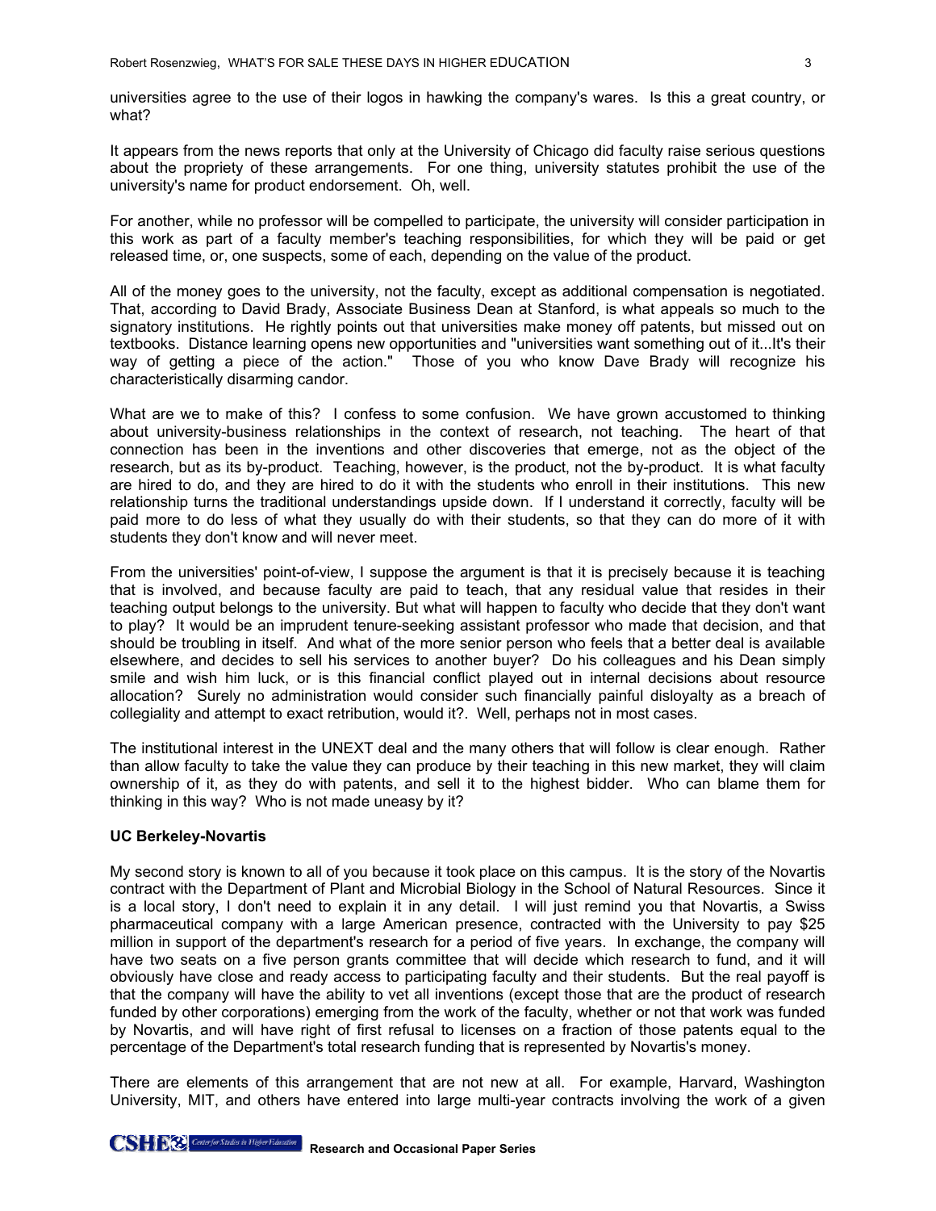universities agree to the use of their logos in hawking the company's wares. Is this a great country, or what?

It appears from the news reports that only at the University of Chicago did faculty raise serious questions about the propriety of these arrangements. For one thing, university statutes prohibit the use of the university's name for product endorsement. Oh, well.

For another, while no professor will be compelled to participate, the university will consider participation in this work as part of a faculty member's teaching responsibilities, for which they will be paid or get released time, or, one suspects, some of each, depending on the value of the product.

All of the money goes to the university, not the faculty, except as additional compensation is negotiated. That, according to David Brady, Associate Business Dean at Stanford, is what appeals so much to the signatory institutions. He rightly points out that universities make money off patents, but missed out on textbooks. Distance learning opens new opportunities and "universities want something out of it...It's their way of getting a piece of the action." Those of you who know Dave Brady will recognize his characteristically disarming candor.

What are we to make of this? I confess to some confusion. We have grown accustomed to thinking about university-business relationships in the context of research, not teaching. The heart of that connection has been in the inventions and other discoveries that emerge, not as the object of the research, but as its by-product. Teaching, however, is the product, not the by-product. It is what faculty are hired to do, and they are hired to do it with the students who enroll in their institutions. This new relationship turns the traditional understandings upside down. If I understand it correctly, faculty will be paid more to do less of what they usually do with their students, so that they can do more of it with students they don't know and will never meet.

From the universities' point-of-view, I suppose the argument is that it is precisely because it is teaching that is involved, and because faculty are paid to teach, that any residual value that resides in their teaching output belongs to the university. But what will happen to faculty who decide that they don't want to play? It would be an imprudent tenure-seeking assistant professor who made that decision, and that should be troubling in itself. And what of the more senior person who feels that a better deal is available elsewhere, and decides to sell his services to another buyer? Do his colleagues and his Dean simply smile and wish him luck, or is this financial conflict played out in internal decisions about resource allocation? Surely no administration would consider such financially painful disloyalty as a breach of collegiality and attempt to exact retribution, would it?. Well, perhaps not in most cases.

The institutional interest in the UNEXT deal and the many others that will follow is clear enough. Rather than allow faculty to take the value they can produce by their teaching in this new market, they will claim ownership of it, as they do with patents, and sell it to the highest bidder. Who can blame them for thinking in this way? Who is not made uneasy by it?

**UC Berkeley-Novartis**

My second story is known to all of you because it took place on this campus. It is the story of the Novartis contract with the Department of Plant and Microbial Biology in the School of Natural Resources. Since it is a local story, I don't need to explain it in any detail. I will just remind you that Novartis, a Swiss pharmaceutical company with a large American presence, contracted with the University to pay $25 million in support of the department's research for a period of five years. In exchange, the company will have two seats on a five person grants committee that will decide which research to fund, and it will obviously have close and ready access to participating faculty and their students. But the real payoff is that the company will have the ability to vet all inventions (except those that are the product of research funded by other corporations) emerging from the work of the faculty, whether or not that work was funded by Novartis, and will have right of first refusal to licenses on a fraction of those patents equal to the percentage of the Department's total research funding that is represented by Novartis's money.

There are elements of this arrangement that are not new at all. For example, Harvard, Washington University, MIT, and others have entered into large multi-year contracts involving the work of a given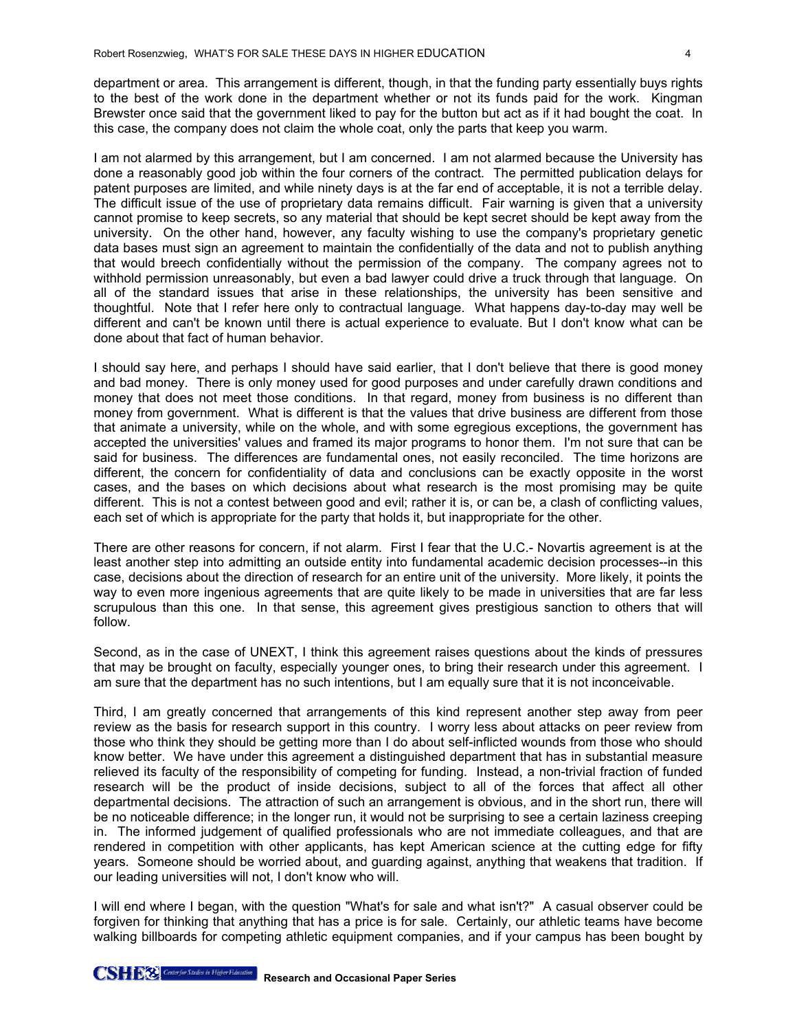department or area. This arrangement is different, though, in that the funding party essentially buys rights to the best of the work done in the department whether or not its funds paid for the work. Kingman Brewster once said that the government liked to pay for the button but act as if it had bought the coat. In this case, the company does not claim the whole coat, only the parts that keep you warm.

I am not alarmed by this arrangement, but I am concerned. I am not alarmed because the University has done a reasonably good job within the four corners of the contract. The permitted publication delays for patent purposes are limited, and while ninety days is at the far end of acceptable, it is not a terrible delay. The difficult issue of the use of proprietary data remains difficult. Fair warning is given that a university cannot promise to keep secrets, so any material that should be kept secret should be kept away from the university. On the other hand, however, any faculty wishing to use the company's proprietary genetic data bases must sign an agreement to maintain the confidentially of the data and not to publish anything that would breech confidentially without the permission of the company. The company agrees not to withhold permission unreasonably, but even a bad lawyer could drive a truck through that language. On all of the standard issues that arise in these relationships, the university has been sensitive and thoughtful. Note that I refer here only to contractual language. What happens day-to-day may well be different and can't be known until there is actual experience to evaluate. But I don't know what can be done about that fact of human behavior.

I should say here, and perhaps I should have said earlier, that I don't believe that there is good money and bad money. There is only money used for good purposes and under carefully drawn conditions and money that does not meet those conditions. In that regard, money from business is no different than money from government. What is different is that the values that drive business are different from those that animate a university, while on the whole, and with some egregious exceptions, the government has accepted the universities' values and framed its major programs to honor them. I'm not sure that can be said for business. The differences are fundamental ones, not easily reconciled. The time horizons are different, the concern for confidentiality of data and conclusions can be exactly opposite in the worst cases, and the bases on which decisions about what research is the most promising may be quite different. This is not a contest between good and evil; rather it is, or can be, a clash of conflicting values, each set of which is appropriate for the party that holds it, but inappropriate for the other.

There are other reasons for concern, if not alarm. First I fear that the U.C.- Novartis agreement is at the least another step into admitting an outside entity into fundamental academic decision processes--in this case, decisions about the direction of research for an entire unit of the university. More likely, it points the way to even more ingenious agreements that are quite likely to be made in universities that are far less scrupulous than this one. In that sense, this agreement gives prestigious sanction to others that will follow.

Second, as in the case of UNEXT, I think this agreement raises questions about the kinds of pressures that may be brought on faculty, especially younger ones, to bring their research under this agreement. I am sure that the department has no such intentions, but I am equally sure that it is not inconceivable.

Third, I am greatly concerned that arrangements of this kind represent another step away from peer review as the basis for research support in this country. I worry less about attacks on peer review from those who think they should be getting more than I do about self-inflicted wounds from those who should know better. We have under this agreement a distinguished department that has in substantial measure relieved its faculty of the responsibility of competing for funding. Instead, a non-trivial fraction of funded research will be the product of inside decisions, subject to all of the forces that affect all other departmental decisions. The attraction of such an arrangement is obvious, and in the short run, there will be no noticeable difference; in the longer run, it would not be surprising to see a certain laziness creeping in. The informed judgement of qualified professionals who are not immediate colleagues, and that are rendered in competition with other applicants, has kept American science at the cutting edge for fifty years. Someone should be worried about, and guarding against, anything that weakens that tradition. If our leading universities will not, I don't know who will.

I will end where I began, with the question "What's for sale and what isn't?" A casual observer could be forgiven for thinking that anything that has a price is for sale. Certainly, our athletic teams have become walking billboards for competing athletic equipment companies, and if your campus has been bought by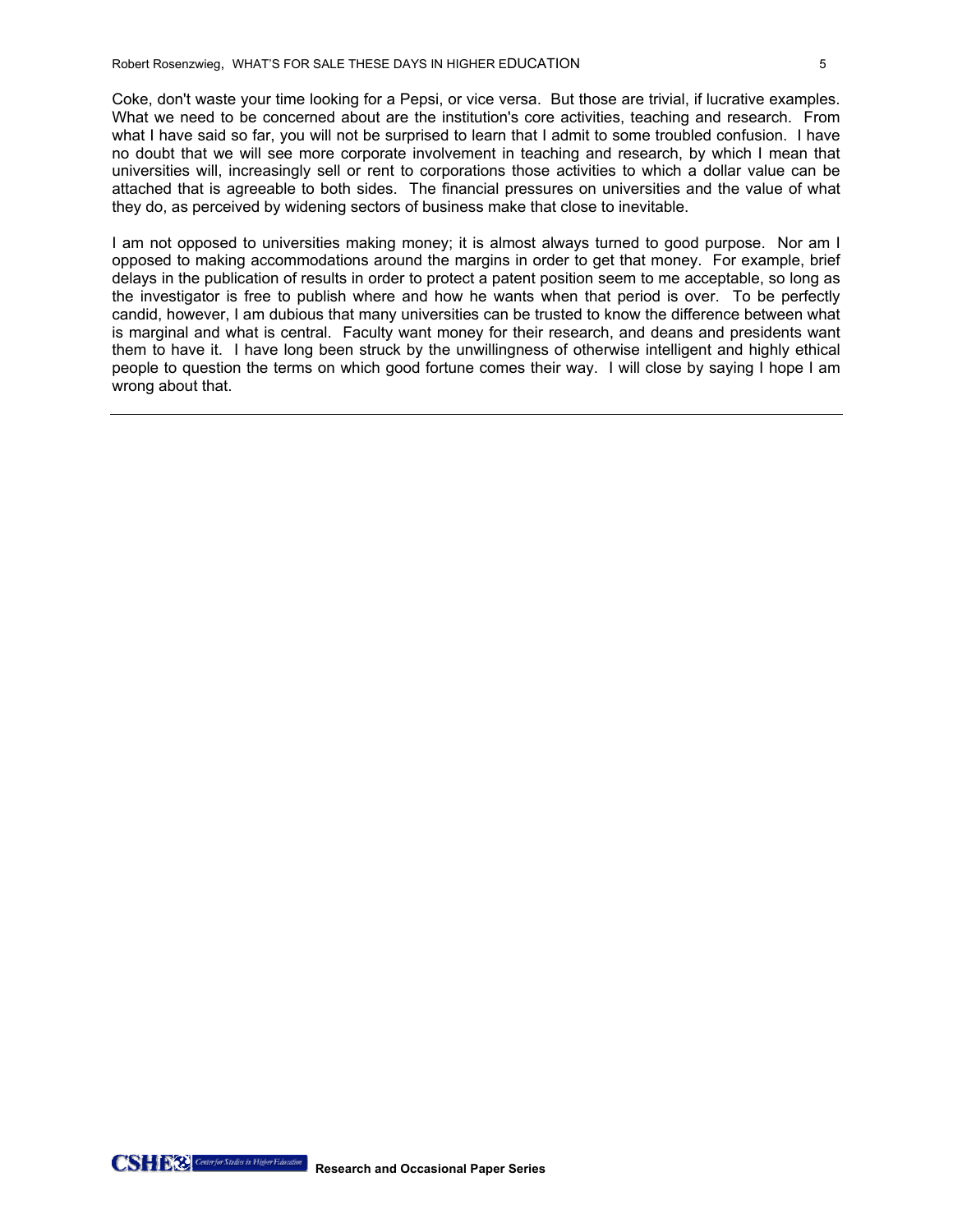Coke, don't waste your time looking for a Pepsi, or vice versa. But those are trivial, if lucrative examples. What we need to be concerned about are the institution's core activities, teaching and research. From what I have said so far, you will not be surprised to learn that I admit to some troubled confusion. I have no doubt that we will see more corporate involvement in teaching and research, by which I mean that universities will, increasingly sell or rent to corporations those activities to which a dollar value can be attached that is agreeable to both sides. The financial pressures on universities and the value of what they do, as perceived by widening sectors of business make that close to inevitable.

I am not opposed to universities making money; it is almost always turned to good purpose. Nor am I opposed to making accommodations around the margins in order to get that money. For example, brief delays in the publication of results in order to protect a patent position seem to me acceptable, so long as the investigator is free to publish where and how he wants when that period is over. To be perfectly candid, however, I am dubious that many universities can be trusted to know the difference between what is marginal and what is central. Faculty want money for their research, and deans and presidents want them to have it. I have long been struck by the unwillingness of otherwise intelligent and highly ethical people to question the terms on which good fortune comes their way. I will close by saying I hope I am wrong about that.